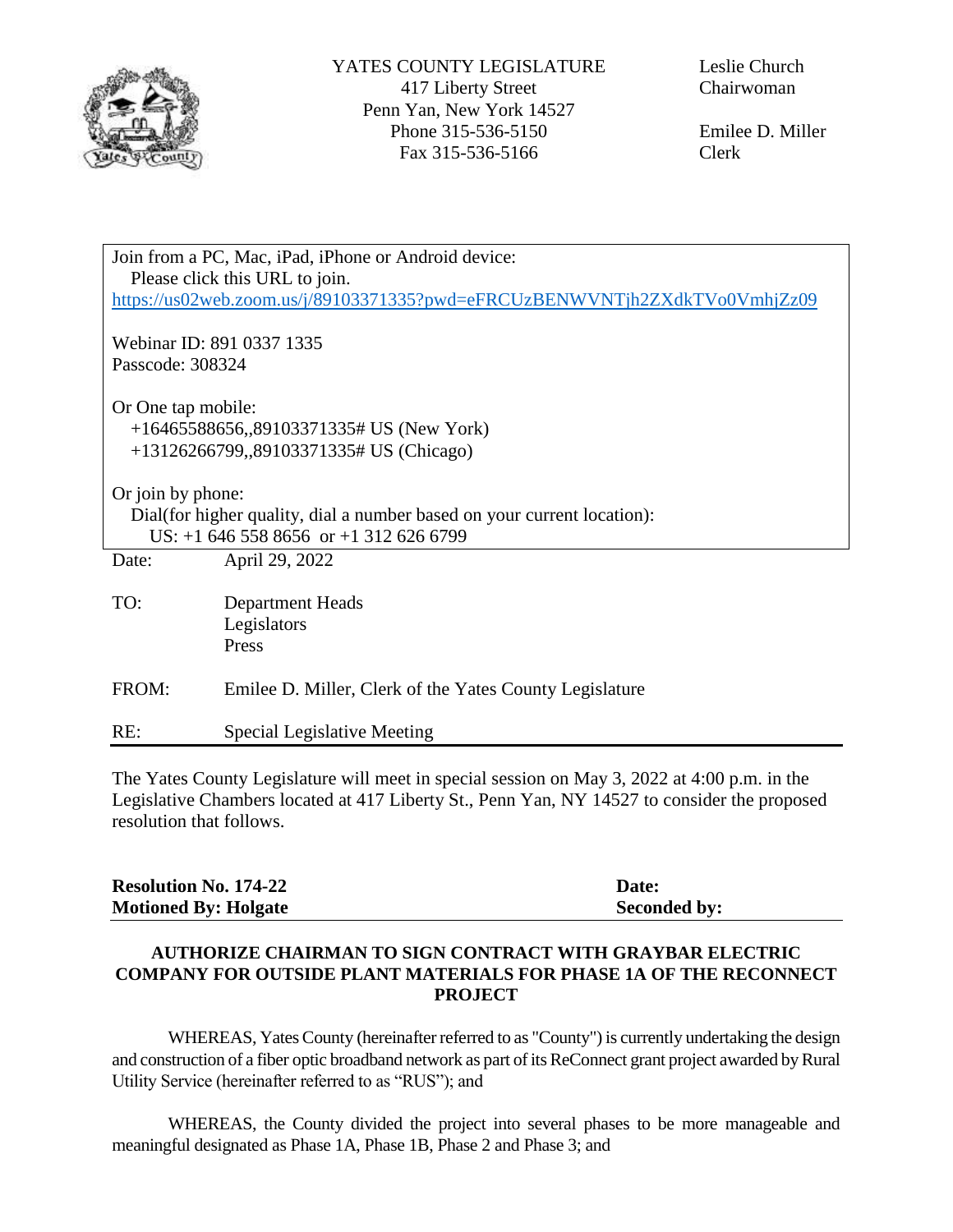YATES COUNTY LEGISLATURE
417 Liberty Street
Penn Yan, New York 14527
Phone 315-536-5150
Fax 315-536-5166

Leslie Church
Chairwoman

Emilee D. Miller
Clerk

Join from a PC, Mac, iPad, iPhone or Android device:
Please click this URL to join.
https://us02web.zoom.us/j/89103371335?pwd=eFRCUzBENWVNTjh2ZXdkTVo0VmhjZz09

Webinar ID: 891 0337 1335
Passcode: 308324

Or One tap mobile:
+16465588656,,89103371335# US (New York)
+13126266799,,89103371335# US (Chicago)

Or join by phone:
Dial(for higher quality, dial a number based on your current location):
US: +1 646 558 8656 or +1 312 626 6799

Date: April 29, 2022

TO: Department Heads
Legislators
Press

FROM: Emilee D. Miller, Clerk of the Yates County Legislature

RE: Special Legislative Meeting

The Yates County Legislature will meet in special session on May 3, 2022 at 4:00 p.m. in the Legislative Chambers located at 417 Liberty St., Penn Yan, NY 14527 to consider the proposed resolution that follows.

**Resolution No. 174-22** **Date:**
**Motioned By: Holgate** **Seconded by:**

**AUTHORIZE CHAIRMAN TO SIGN CONTRACT WITH GRAYBAR ELECTRIC COMPANY FOR OUTSIDE PLANT MATERIALS FOR PHASE 1A OF THE RECONNECT PROJECT**

WHEREAS, Yates County (hereinafter referred to as "County") is currently undertaking the design and construction of a fiber optic broadband network as part of its ReConnect grant project awarded by Rural Utility Service (hereinafter referred to as "RUS"); and

WHEREAS, the County divided the project into several phases to be more manageable and meaningful designated as Phase 1A, Phase 1B, Phase 2 and Phase 3; and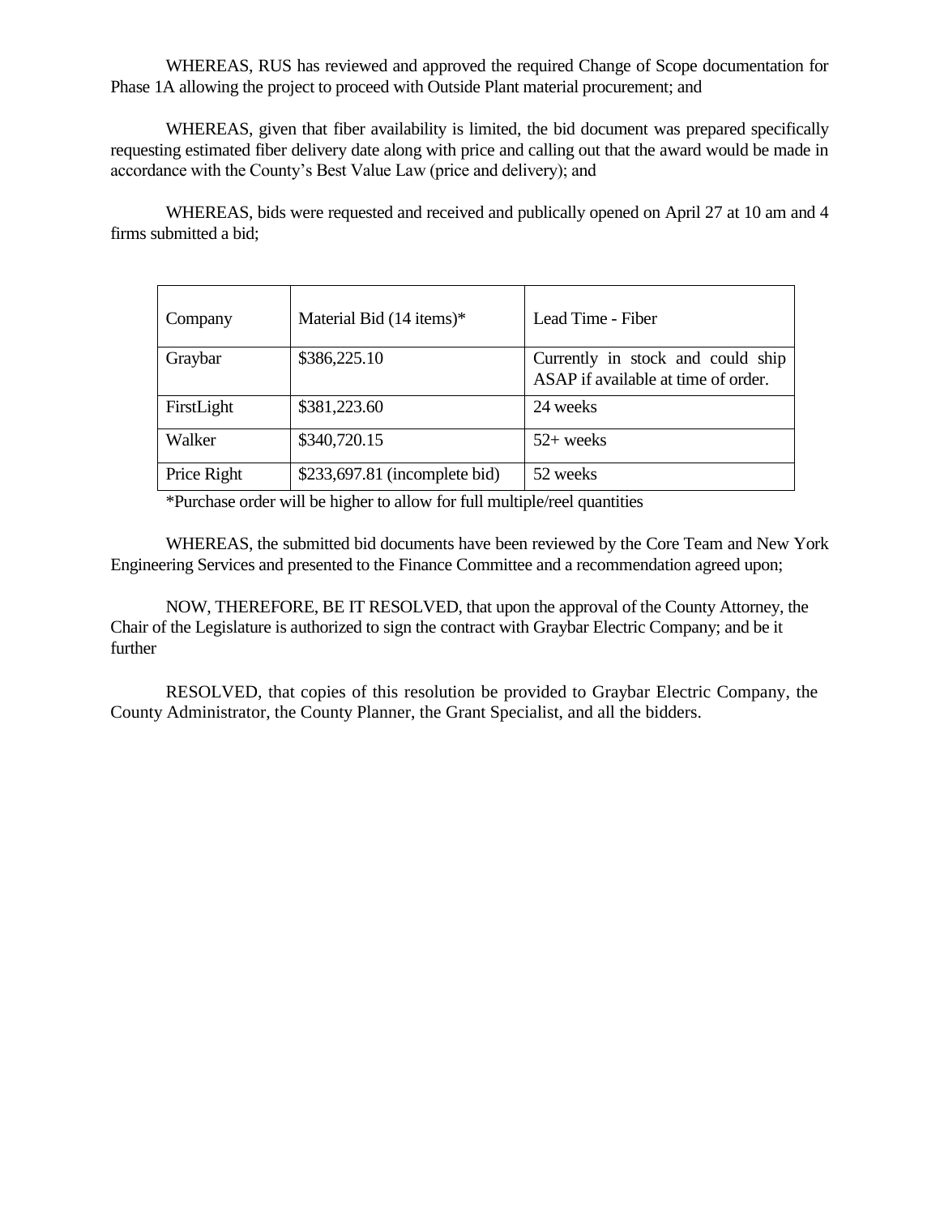WHEREAS, RUS has reviewed and approved the required Change of Scope documentation for Phase 1A allowing the project to proceed with Outside Plant material procurement; and

WHEREAS, given that fiber availability is limited, the bid document was prepared specifically requesting estimated fiber delivery date along with price and calling out that the award would be made in accordance with the County's Best Value Law (price and delivery); and

WHEREAS, bids were requested and received and publically opened on April 27 at 10 am and 4 firms submitted a bid;

| Company | Material Bid (14 items)* | Lead Time - Fiber |
|---|---|---|
| Graybar | $386,225.10 | Currently in stock and could ship ASAP if available at time of order. |
| FirstLight | $381,223.60 | 24 weeks |
| Walker | $340,720.15 | 52+ weeks |
| Price Right | $233,697.81 (incomplete bid) | 52 weeks |

*Purchase order will be higher to allow for full multiple/reel quantities

WHEREAS, the submitted bid documents have been reviewed by the Core Team and New York Engineering Services and presented to the Finance Committee and a recommendation agreed upon;

NOW, THEREFORE, BE IT RESOLVED, that upon the approval of the County Attorney, the Chair of the Legislature is authorized to sign the contract with Graybar Electric Company; and be it further

RESOLVED, that copies of this resolution be provided to Graybar Electric Company, the County Administrator, the County Planner, the Grant Specialist, and all the bidders.